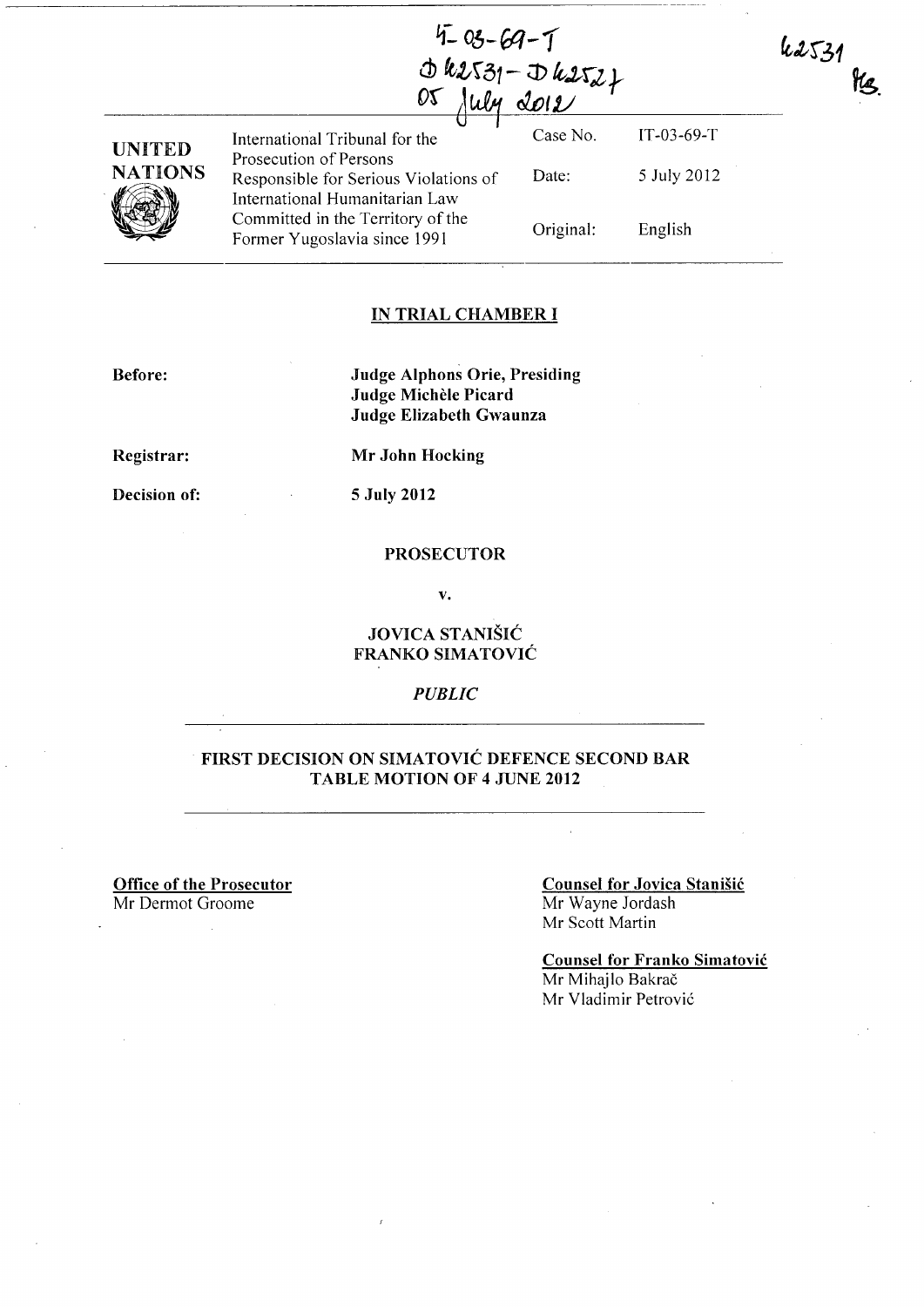IT-03-69-T
D 42531 - D 42527
05 July 2012

42531
MS.

| UNITED NATIONS | International Tribunal for the Prosecution of Persons Responsible for Serious Violations of International Humanitarian Law Committed in the Territory of the Former Yugoslavia since 1991 | Case No. | IT-03-69-T |
|---|---|---|---|
| | | Date: | 5 July 2012 |
| | | Original: | English |

## IN TRIAL CHAMBER I

**Before:** **Judge Alphons Orie, Presiding**
**Judge Michèle Picard**
**Judge Elizabeth Gwaunza**

**Registrar:** **Mr John Hocking**

**Decision of:** **5 July 2012**

**PROSECUTOR**

**v.**

**JOVICA STANIŠIĆ**
**FRANKO SIMATOVIĆ**

*PUBLIC*

## FIRST DECISION ON SIMATOVIĆ DEFENCE SECOND BAR TABLE MOTION OF 4 JUNE 2012

**Office of the Prosecutor**
Mr Dermot Groome

**Counsel for Jovica Stanišić**
Mr Wayne Jordash
Mr Scott Martin

**Counsel for Franko Simatović**
Mr Mihajlo Bakrač
Mr Vladimir Petrović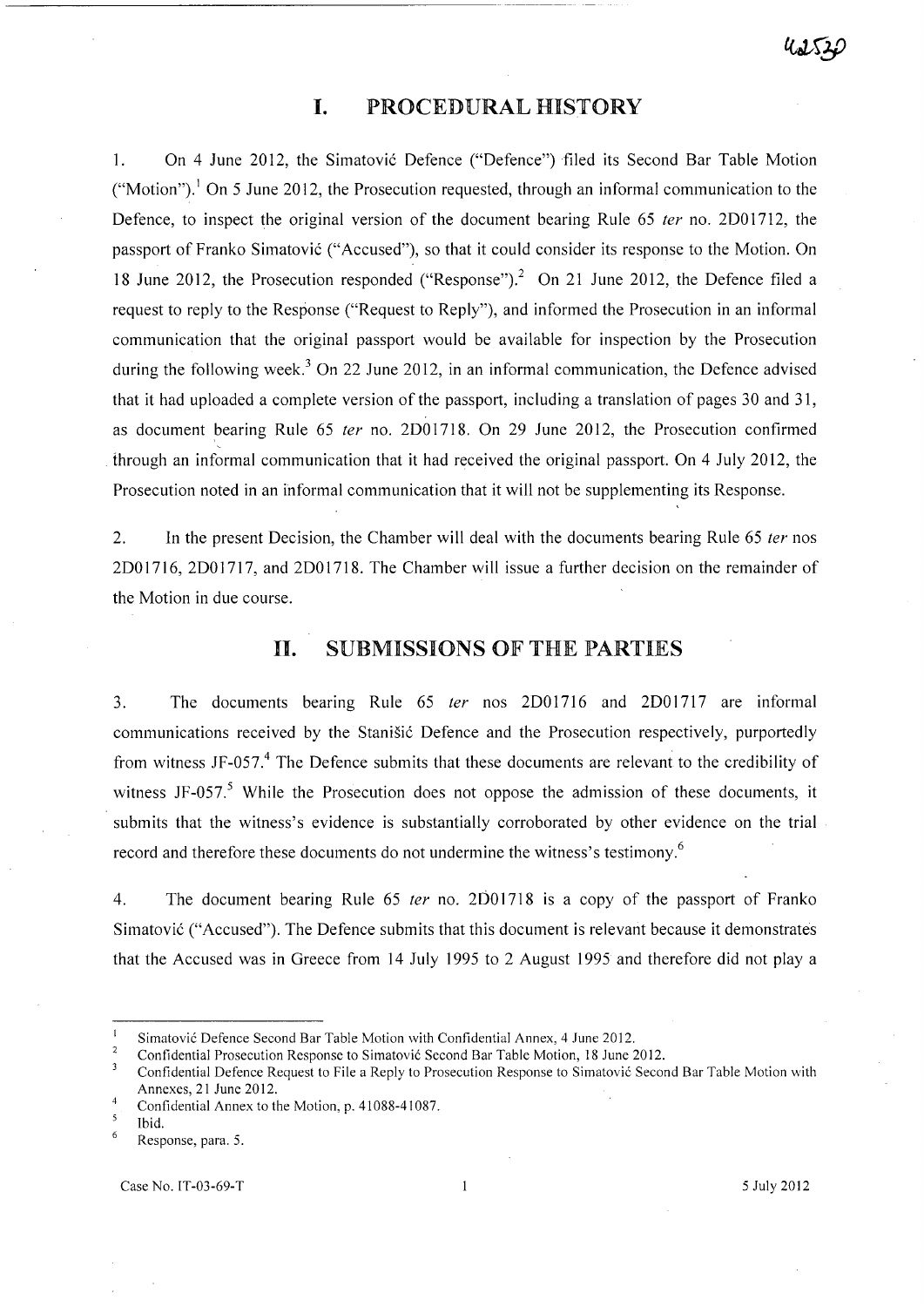# I. PROCEDURAL HISTORY

1. On 4 June 2012, the Simatović Defence ("Defence") filed its Second Bar Table Motion ("Motion").[1] On 5 June 2012, the Prosecution requested, through an informal communication to the Defence, to inspect the original version of the document bearing Rule 65 *ter* no. 2D01712, the passport of Franko Simatović ("Accused"), so that it could consider its response to the Motion. On 18 June 2012, the Prosecution responded ("Response").[2] On 21 June 2012, the Defence filed a request to reply to the Response ("Request to Reply"), and informed the Prosecution in an informal communication that the original passport would be available for inspection by the Prosecution during the following week.[3] On 22 June 2012, in an informal communication, the Defence advised that it had uploaded a complete version of the passport, including a translation of pages 30 and 31, as document bearing Rule 65 *ter* no. 2D01718. On 29 June 2012, the Prosecution confirmed through an informal communication that it had received the original passport. On 4 July 2012, the Prosecution noted in an informal communication that it will not be supplementing its Response.

2. In the present Decision, the Chamber will deal with the documents bearing Rule 65 *ter* nos 2D01716, 2D01717, and 2D01718. The Chamber will issue a further decision on the remainder of the Motion in due course.

# II. SUBMISSIONS OF THE PARTIES

3. The documents bearing Rule 65 *ter* nos 2D01716 and 2D01717 are informal communications received by the Stanišić Defence and the Prosecution respectively, purportedly from witness JF-057.[4] The Defence submits that these documents are relevant to the credibility of witness JF-057.[5] While the Prosecution does not oppose the admission of these documents, it submits that the witness's evidence is substantially corroborated by other evidence on the trial record and therefore these documents do not undermine the witness's testimony.[6]

4. The document bearing Rule 65 *ter* no. 2D01718 is a copy of the passport of Franko Simatović ("Accused"). The Defence submits that this document is relevant because it demonstrates that the Accused was in Greece from 14 July 1995 to 2 August 1995 and therefore did not play a

---

[1] Simatović Defence Second Bar Table Motion with Confidential Annex, 4 June 2012.

[2] Confidential Prosecution Response to Simatović Second Bar Table Motion, 18 June 2012.

[3] Confidential Defence Request to File a Reply to Prosecution Response to Simatović Second Bar Table Motion with Annexes, 21 June 2012.

[4] Confidential Annex to the Motion, p. 41088-41087.

[5] Ibid.

[6] Response, para. 5.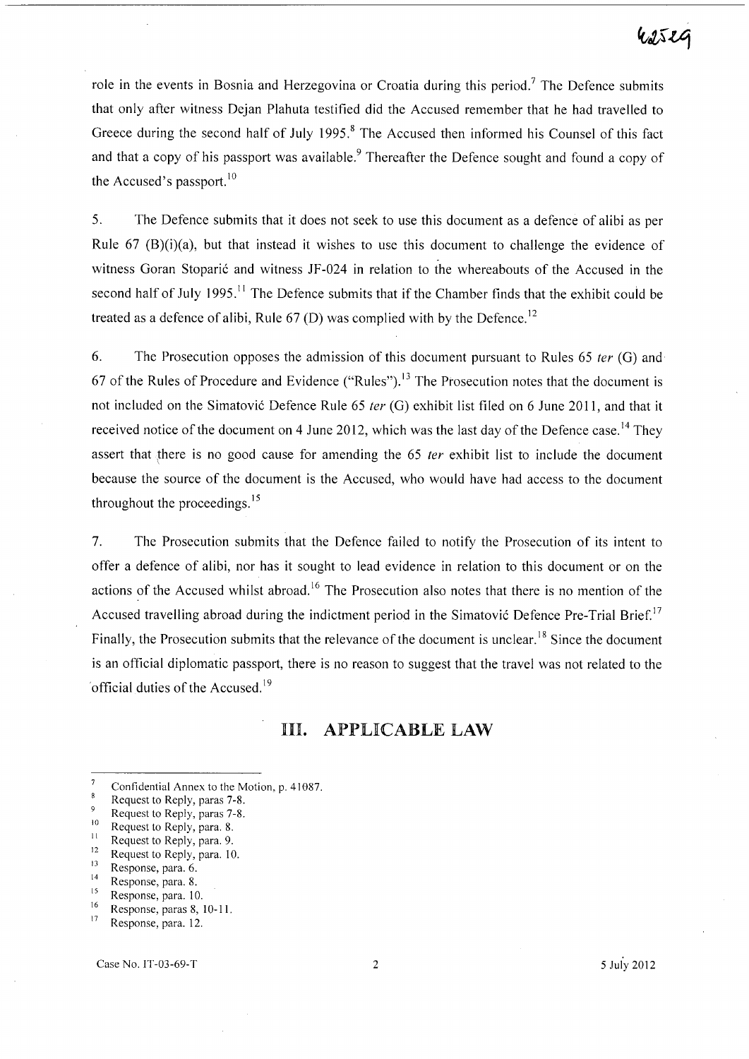role in the events in Bosnia and Herzegovina or Croatia during this period.[7] The Defence submits that only after witness Dejan Plahuta testified did the Accused remember that he had travelled to Greece during the second half of July 1995.[8] The Accused then informed his Counsel of this fact and that a copy of his passport was available.[9] Thereafter the Defence sought and found a copy of the Accused's passport.[10]

5. The Defence submits that it does not seek to use this document as a defence of alibi as per Rule 67 (B)(i)(a), but that instead it wishes to use this document to challenge the evidence of witness Goran Stoparić and witness JF-024 in relation to the whereabouts of the Accused in the second half of July 1995.[11] The Defence submits that if the Chamber finds that the exhibit could be treated as a defence of alibi, Rule 67 (D) was complied with by the Defence.[12]

6. The Prosecution opposes the admission of this document pursuant to Rules 65 *ter* (G) and 67 of the Rules of Procedure and Evidence ("Rules").[13] The Prosecution notes that the document is not included on the Simatović Defence Rule 65 *ter* (G) exhibit list filed on 6 June 2011, and that it received notice of the document on 4 June 2012, which was the last day of the Defence case.[14] They assert that there is no good cause for amending the 65 *ter* exhibit list to include the document because the source of the document is the Accused, who would have had access to the document throughout the proceedings.[15]

7. The Prosecution submits that the Defence failed to notify the Prosecution of its intent to offer a defence of alibi, nor has it sought to lead evidence in relation to this document or on the actions of the Accused whilst abroad.[16] The Prosecution also notes that there is no mention of the Accused travelling abroad during the indictment period in the Simatović Defence Pre-Trial Brief.[17] Finally, the Prosecution submits that the relevance of the document is unclear.[18] Since the document is an official diplomatic passport, there is no reason to suggest that the travel was not related to the official duties of the Accused.[19]

## III. APPLICABLE LAW

---

[7] Confidential Annex to the Motion, p. 41087.
[8] Request to Reply, paras 7-8.
[9] Request to Reply, paras 7-8.
[10] Request to Reply, para. 8.
[11] Request to Reply, para. 9.
[12] Request to Reply, para. 10.
[13] Response, para. 6.
[14] Response, para. 8.
[15] Response, para. 10.
[16] Response, paras 8, 10-11.
[17] Response, para. 12.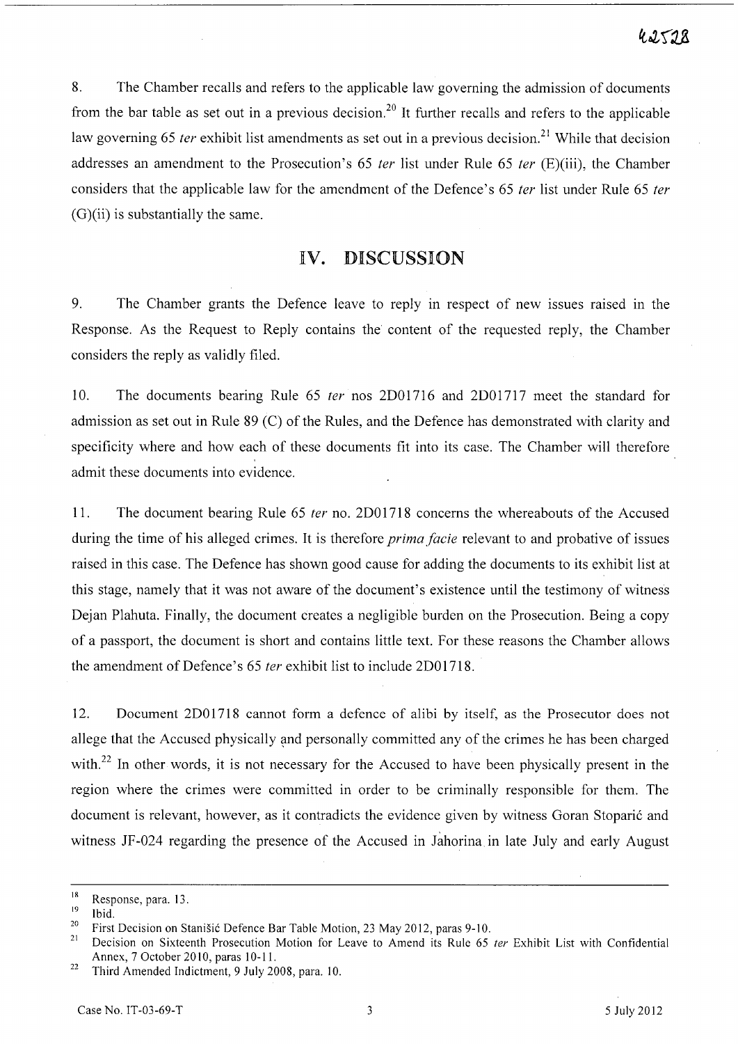8. The Chamber recalls and refers to the applicable law governing the admission of documents from the bar table as set out in a previous decision.[20] It further recalls and refers to the applicable law governing 65 *ter* exhibit list amendments as set out in a previous decision.[21] While that decision addresses an amendment to the Prosecution's 65 *ter* list under Rule 65 *ter* (E)(iii), the Chamber considers that the applicable law for the amendment of the Defence's 65 *ter* list under Rule 65 *ter* (G)(ii) is substantially the same.

## IV. DISCUSSION

9. The Chamber grants the Defence leave to reply in respect of new issues raised in the Response. As the Request to Reply contains the content of the requested reply, the Chamber considers the reply as validly filed.

10. The documents bearing Rule 65 *ter* nos 2D01716 and 2D01717 meet the standard for admission as set out in Rule 89 (C) of the Rules, and the Defence has demonstrated with clarity and specificity where and how each of these documents fit into its case. The Chamber will therefore admit these documents into evidence.

11. The document bearing Rule 65 *ter* no. 2D01718 concerns the whereabouts of the Accused during the time of his alleged crimes. It is therefore *prima facie* relevant to and probative of issues raised in this case. The Defence has shown good cause for adding the documents to its exhibit list at this stage, namely that it was not aware of the document's existence until the testimony of witness Dejan Plahuta. Finally, the document creates a negligible burden on the Prosecution. Being a copy of a passport, the document is short and contains little text. For these reasons the Chamber allows the amendment of Defence's 65 *ter* exhibit list to include 2D01718.

12. Document 2D01718 cannot form a defence of alibi by itself, as the Prosecutor does not allege that the Accused physically and personally committed any of the crimes he has been charged with.[22] In other words, it is not necessary for the Accused to have been physically present in the region where the crimes were committed in order to be criminally responsible for them. The document is relevant, however, as it contradicts the evidence given by witness Goran Stoparić and witness JF-024 regarding the presence of the Accused in Jahorina in late July and early August

---

[18] Response, para. 13.

[19] Ibid.

[20] First Decision on Stanišić Defence Bar Table Motion, 23 May 2012, paras 9-10.

[21] Decision on Sixteenth Prosecution Motion for Leave to Amend its Rule 65 *ter* Exhibit List with Confidential Annex, 7 October 2010, paras 10-11.

[22] Third Amended Indictment, 9 July 2008, para. 10.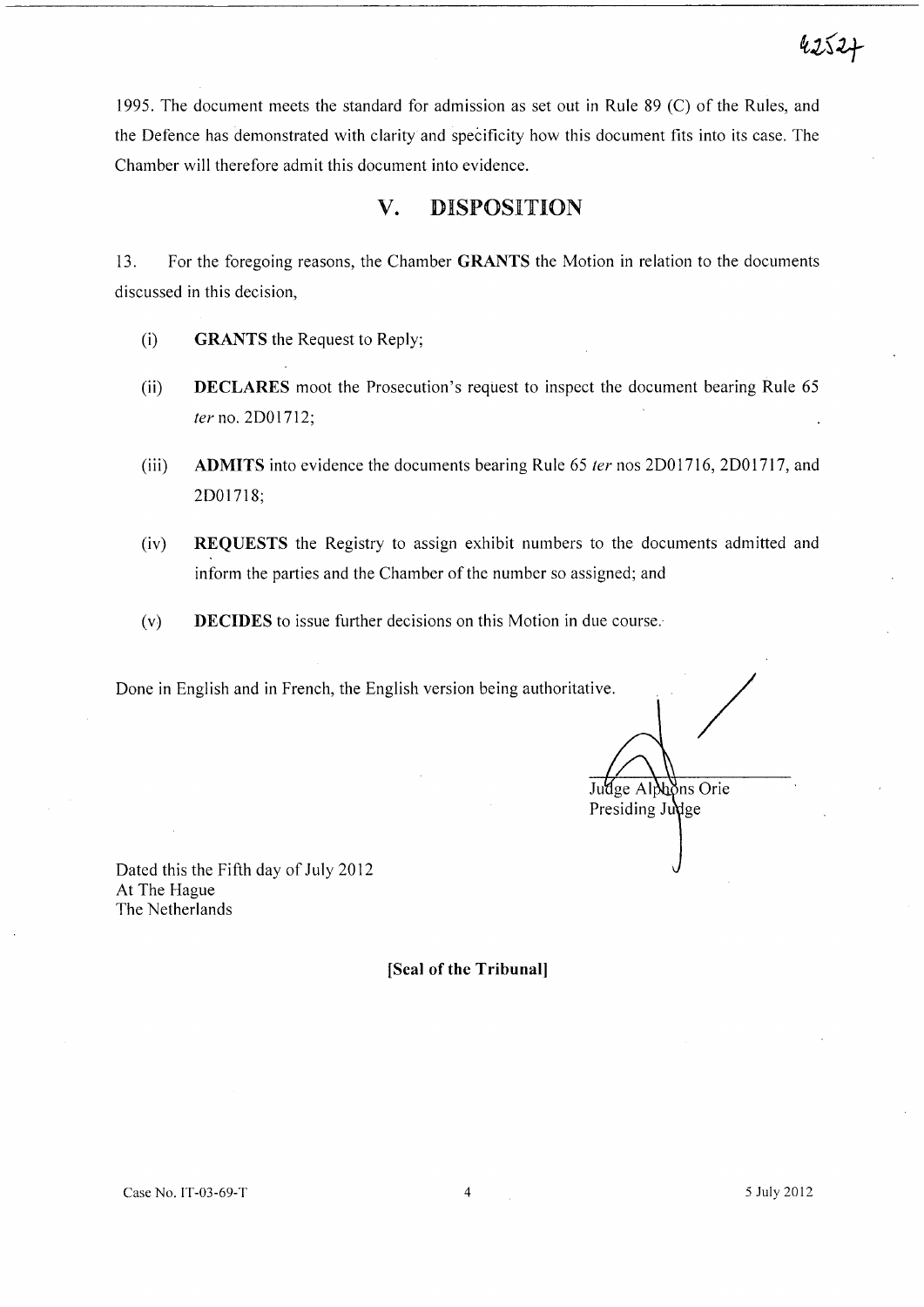1995. The document meets the standard for admission as set out in Rule 89 (C) of the Rules, and the Defence has demonstrated with clarity and specificity how this document fits into its case. The Chamber will therefore admit this document into evidence.

## V. DISPOSITION

13. For the foregoing reasons, the Chamber **GRANTS** the Motion in relation to the documents discussed in this decision,

(i) **GRANTS** the Request to Reply;

(ii) **DECLARES** moot the Prosecution's request to inspect the document bearing Rule 65 *ter* no. 2D01712;

(iii) **ADMITS** into evidence the documents bearing Rule 65 *ter* nos 2D01716, 2D01717, and 2D01718;

(iv) **REQUESTS** the Registry to assign exhibit numbers to the documents admitted and inform the parties and the Chamber of the number so assigned; and

(v) **DECIDES** to issue further decisions on this Motion in due course.

Done in English and in French, the English version being authoritative.

Judge Alphons Orie
Presiding Judge

Dated this the Fifth day of July 2012
At The Hague
The Netherlands

**[Seal of the Tribunal]**